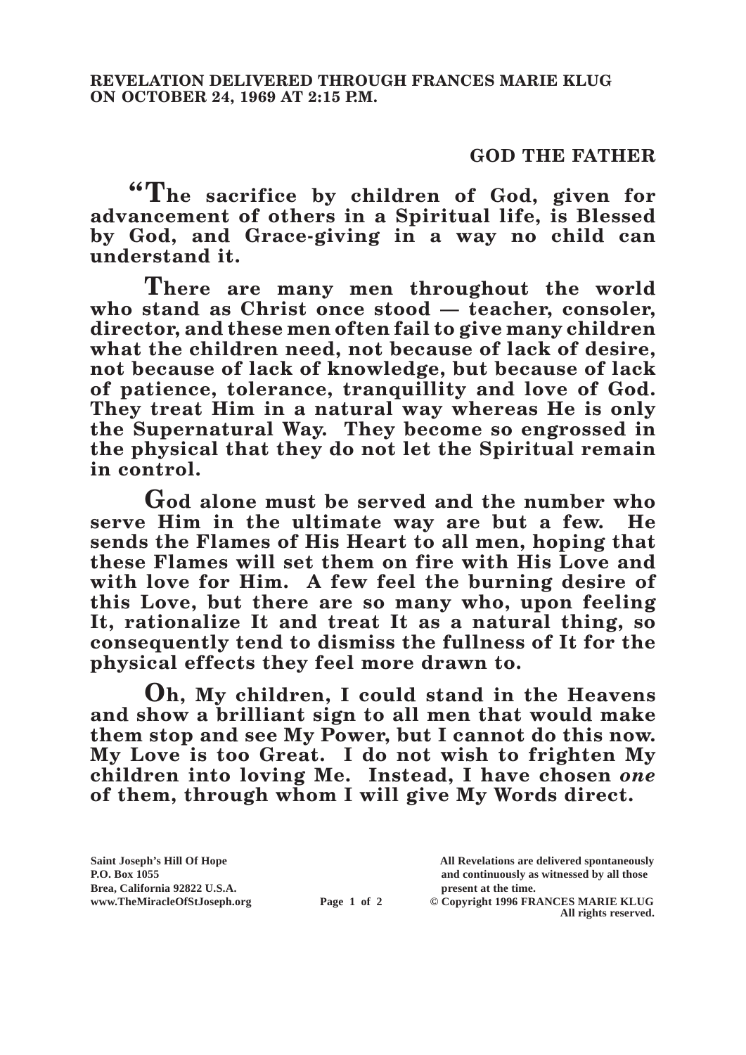**REVELATION DELIVERED THROUGH FRANCES MARIE KLUG ON OCTOBER 24, 1969 AT 2:15 P.M.**

**GOD THE FATHER**

**"The sacrifice by children of God, given for advancement of others in a Spiritual life, is Blessed by God, and Grace-giving in a way no child can understand it.**

**There are many men throughout the world who stand as Christ once stood — teacher, consoler, director, and these men often fail to give many children what the children need, not because of lack of desire, not because of lack of knowledge, but because of lack of patience, tolerance, tranquillity and love of God. They treat Him in a natural way whereas He is only the Supernatural Way. They become so engrossed in the physical that they do not let the Spiritual remain in control.**

**God alone must be served and the number who serve Him in the ultimate way are but a few. He sends the Flames of His Heart to all men, hoping that these Flames will set them on fire with His Love and with love for Him. A few feel the burning desire of this Love, but there are so many who, upon feeling It, rationalize It and treat It as a natural thing, so consequently tend to dismiss the fullness of It for the physical effects they feel more drawn to.**

**Oh, My children, I could stand in the Heavens and show a brilliant sign to all men that would make them stop and see My Power, but I cannot do this now. My Love is too Great. I do not wish to frighten My children into loving Me. Instead, I have chosen *one* of them, through whom I will give My Words direct.**

**Saint Joseph's Hill Of Hope**
**P.O. Box 1055**
**Brea, California 92822 U.S.A.**
**www.TheMiracleOfStJoseph.org**

**All Revelations are delivered spontaneously and continuously as witnessed by all those present at the time.**
**© Copyright 1996 FRANCES MARIE KLUG**
**All rights reserved.**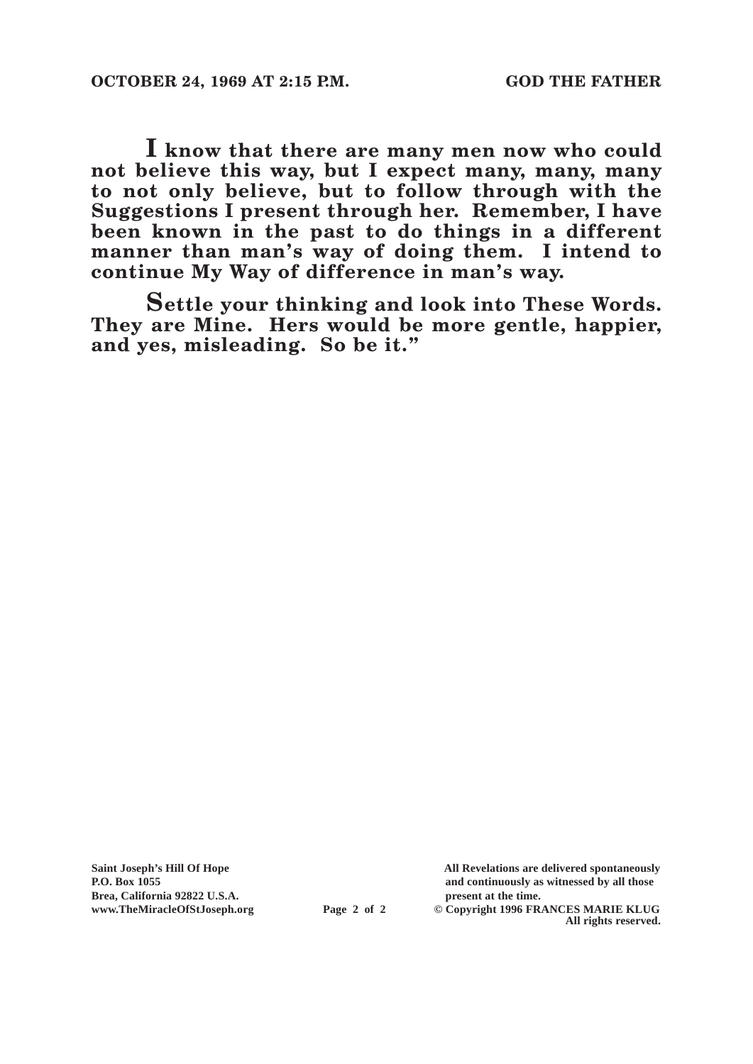**I know that there are many men now who could not believe this way, but I expect many, many, many to not only believe, but to follow through with the Suggestions I present through her. Remember, I have been known in the past to do things in a different manner than man's way of doing them. I intend to continue My Way of difference in man's way.**

**Settle your thinking and look into These Words. They are Mine. Hers would be more gentle, happier, and yes, misleading. So be it."**